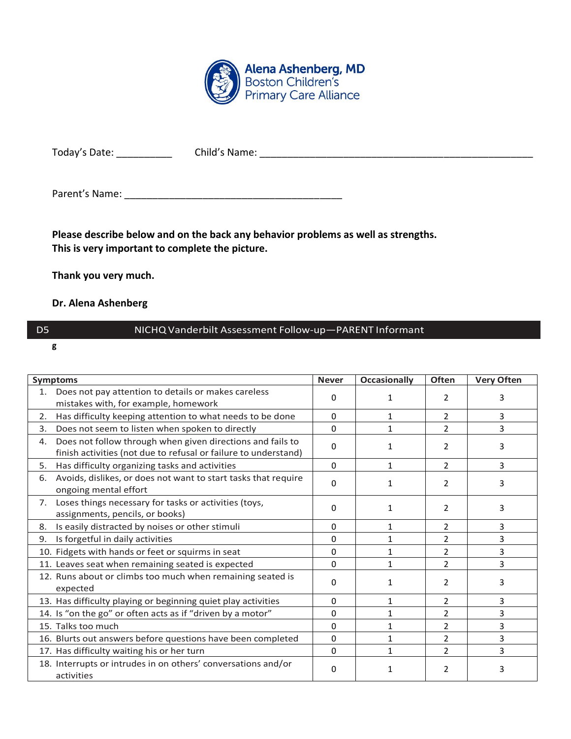**Alena Ashenberg, MD**
Boston Children's
Primary Care Alliance

Today's Date: __________ Child's Name: ___________________________________________________

Parent's Name: ________________________________________

**Please describe below and on the back any behavior problems as well as strengths. This is very important to complete the picture.**

**Thank you very much.**

**Dr. Alena Ashenberg**

## D5 NICHQ Vanderbilt Assessment Follow-up—PARENT Informant

g

| Symptoms | Never | Occasionally | Often | Very Often |
|---|---|---|---|---|
| 1. Does not pay attention to details or makes careless mistakes with, for example, homework | 0 | 1 | 2 | 3 |
| 2. Has difficulty keeping attention to what needs to be done | 0 | 1 | 2 | 3 |
| 3. Does not seem to listen when spoken to directly | 0 | 1 | 2 | 3 |
| 4. Does not follow through when given directions and fails to finish activities (not due to refusal or failure to understand) | 0 | 1 | 2 | 3 |
| 5. Has difficulty organizing tasks and activities | 0 | 1 | 2 | 3 |
| 6. Avoids, dislikes, or does not want to start tasks that require ongoing mental effort | 0 | 1 | 2 | 3 |
| 7. Loses things necessary for tasks or activities (toys, assignments, pencils, or books) | 0 | 1 | 2 | 3 |
| 8. Is easily distracted by noises or other stimuli | 0 | 1 | 2 | 3 |
| 9. Is forgetful in daily activities | 0 | 1 | 2 | 3 |
| 10. Fidgets with hands or feet or squirms in seat | 0 | 1 | 2 | 3 |
| 11. Leaves seat when remaining seated is expected | 0 | 1 | 2 | 3 |
| 12. Runs about or climbs too much when remaining seated is expected | 0 | 1 | 2 | 3 |
| 13. Has difficulty playing or beginning quiet play activities | 0 | 1 | 2 | 3 |
| 14. Is "on the go" or often acts as if "driven by a motor" | 0 | 1 | 2 | 3 |
| 15. Talks too much | 0 | 1 | 2 | 3 |
| 16. Blurts out answers before questions have been completed | 0 | 1 | 2 | 3 |
| 17. Has difficulty waiting his or her turn | 0 | 1 | 2 | 3 |
| 18. Interrupts or intrudes in on others' conversations and/or activities | 0 | 1 | 2 | 3 |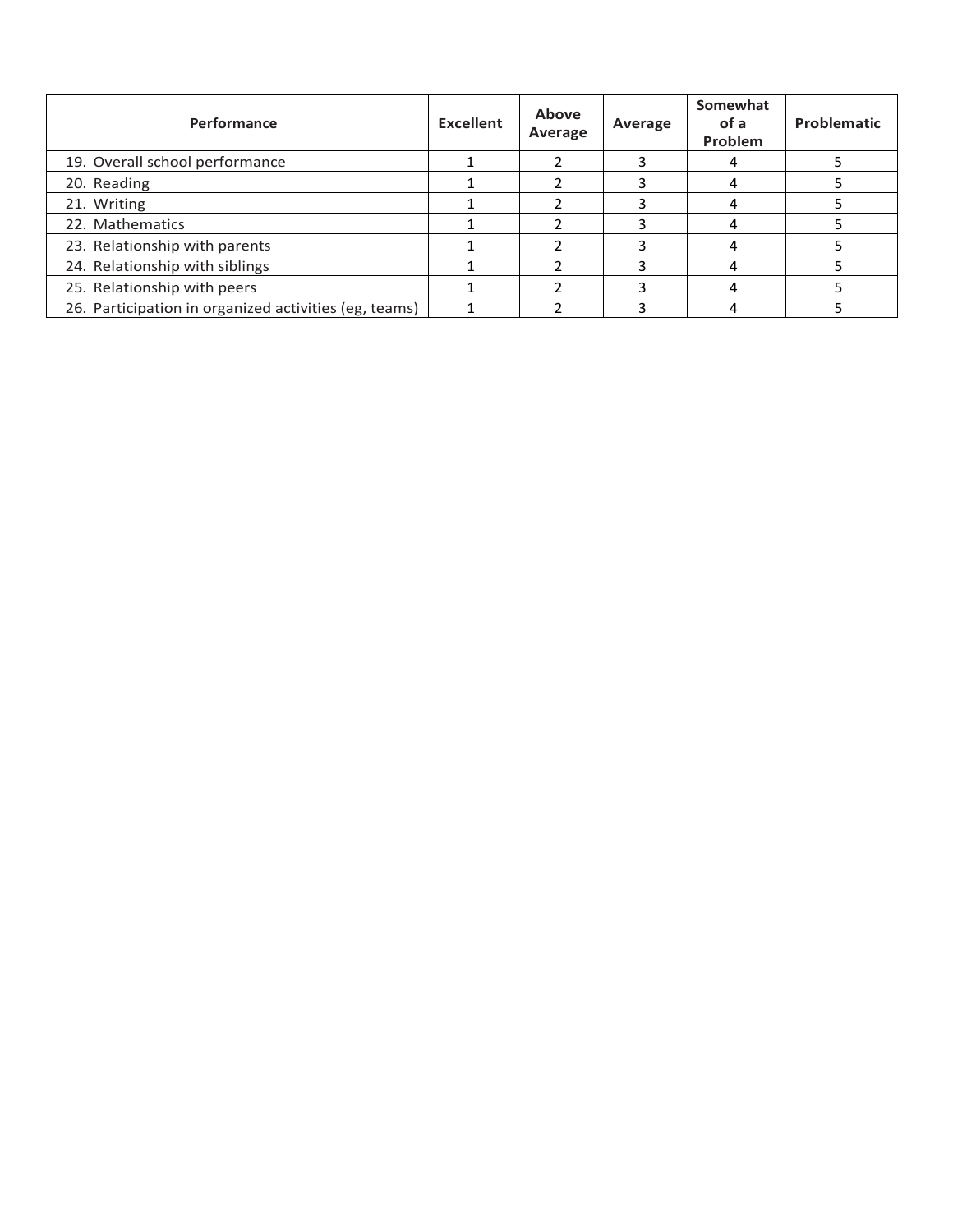| Performance | Excellent | Above Average | Average | Somewhat of a Problem | Problematic |
|---|---|---|---|---|---|
| 19. Overall school performance | 1 | 2 | 3 | 4 | 5 |
| 20. Reading | 1 | 2 | 3 | 4 | 5 |
| 21. Writing | 1 | 2 | 3 | 4 | 5 |
| 22. Mathematics | 1 | 2 | 3 | 4 | 5 |
| 23. Relationship with parents | 1 | 2 | 3 | 4 | 5 |
| 24. Relationship with siblings | 1 | 2 | 3 | 4 | 5 |
| 25. Relationship with peers | 1 | 2 | 3 | 4 | 5 |
| 26. Participation in organized activities (eg, teams) | 1 | 2 | 3 | 4 | 5 |